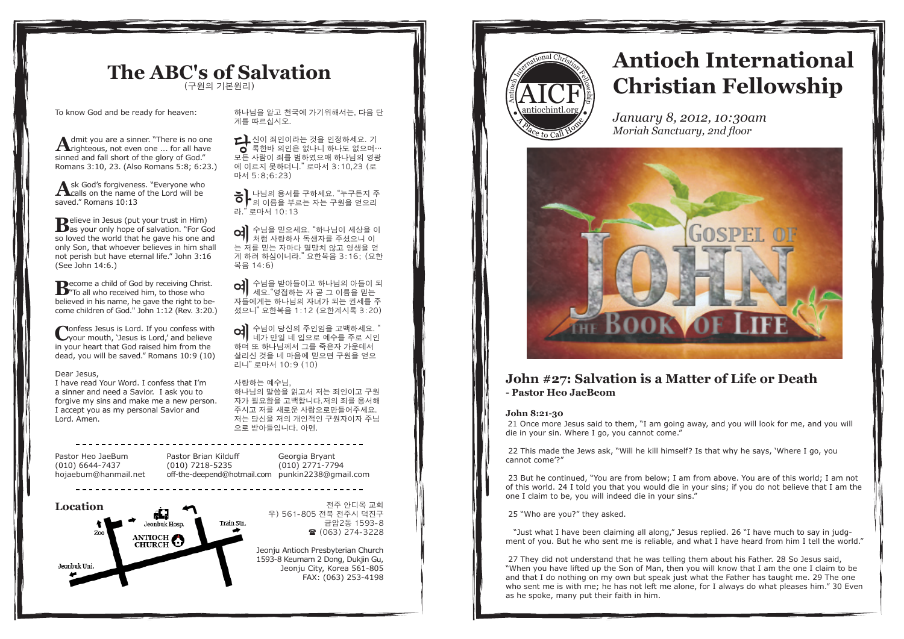# The ABC's of Salvation

(구원의 기본원리)

To know God and be ready for heaven:

하나님을 알고 천국에 가기위해서는, 다음 단계를 따르십시오.

**A**dmit you are a sinner. "There is no one righteous, not even one ... for all have sinned and fall short of the glory of God." Romans 3:10, 23. (Also Romans 5:8; 6:23.)

**당**신이 죄인이라는 것을 인정하세요. 기록한바 의인은 없나니 하나도 없으며… 모든 사람이 죄를 범하였으매 하나님의 영광에 이르지 못하더니." 로마서 3:10,23 (로마서 5:8;6:23)

**A**sk God's forgiveness. "Everyone who calls on the name of the Lord will be saved." Romans 10:13

**하**나님의 용서를 구하세요. "누구든지 주의 이름을 부르는 자는 구원을 얻으리라." 로마서 10:13

**B**elieve in Jesus (put your trust in Him) as your only hope of salvation. "For God so loved the world that he gave his one and only Son, that whoever believes in him shall not perish but have eternal life." John 3:16 (See John 14:6.)

**예**수님을 믿으세요. "하나님이 세상을 이처럼 사랑하사 독생자를 주셨으니 이는 저를 믿는 자마다 멸망치 않고 영생을 얻게 하려 하심이니라." 요한복음 3:16; (요한복음 14:6)

**B**ecome a child of God by receiving Christ. "To all who received him, to those who believed in his name, he gave the right to become children of God." John 1:12 (Rev. 3:20.)

**예**수님을 받아들이고 하나님의 아들이 되세요."영접하는 자 곧 그 이름을 믿는 자들에게는 하나님의 자녀가 되는 권세를 주셨으니" 요한복음 1:12 (요한계시록 3:20)

**C**onfess Jesus is Lord. If you confess with your mouth, 'Jesus is Lord,' and believe in your heart that God raised him from the dead, you will be saved." Romans 10:9 (10)

**예**수님이 당신의 주인임을 고백하세요. "네가 만일 네 입으로 예수를 주로 시인하며 또 하나님께서 그를 죽은자 가운데서 살리신 것을 네 마음에 믿으면 구원을 얻으리니" 로마서 10:9 (10)

Dear Jesus,
I have read Your Word. I confess that I'm a sinner and need a Savior. I ask you to forgive my sins and make me a new person. I accept you as my personal Savior and Lord. Amen.

사랑하는 예수님,
하나님의 말씀을 읽고서 저는 죄인이고 구원자가 필요함을 고백합니다.저의 죄를 용서해주시고 저를 새로운 사람으로만들어주세요. 저는 당신을 저의 개인적인 구원자이자 주님으로 받아들입니다. 아멘.

Pastor Heo JaeBum
(010) 6644-7437
hojaebum@hanmail.net

Pastor Brian Kilduff
(010) 7218-5235
off-the-deepend@hotmail.com

Georgia Bryant
(010) 2771-7794
punkin2238@gmail.com

## Location

Jeonbuk Hosp. — Train Stn. — Zoo — ANTIOCH CHURCH — Jeonbuk Uni.

전주 안디옥 교회
우) 561-805 전북 전주시 덕진구
금암2동 1593-8
☎ (063) 274-3228

Jeonju Antioch Presbyterian Church
1593-8 Keumam 2 Dong, Dukjin Gu,
Jeonju City, Korea 561-805
FAX: (063) 253-4198

# Antioch International Christian Fellowship

AICF — antiochintl.org — A Place to Call Home

*January 8, 2012, 10:30am*
*Moriah Sanctuary, 2nd floor*

GOSPEL OF JOHN — THE BOOK OF LIFE

## John #27: Salvation is a Matter of Life or Death

**- Pastor Heo JaeBeom**

**John 8:21-30**

21 Once more Jesus said to them, "I am going away, and you will look for me, and you will die in your sin. Where I go, you cannot come."

22 This made the Jews ask, "Will he kill himself? Is that why he says, 'Where I go, you cannot come'?"

23 But he continued, "You are from below; I am from above. You are of this world; I am not of this world. 24 I told you that you would die in your sins; if you do not believe that I am the one I claim to be, you will indeed die in your sins."

25 "Who are you?" they asked.

"Just what I have been claiming all along," Jesus replied. 26 "I have much to say in judgment of you. But he who sent me is reliable, and what I have heard from him I tell the world."

27 They did not understand that he was telling them about his Father. 28 So Jesus said, "When you have lifted up the Son of Man, then you will know that I am the one I claim to be and that I do nothing on my own but speak just what the Father has taught me. 29 The one who sent me is with me; he has not left me alone, for I always do what pleases him." 30 Even as he spoke, many put their faith in him.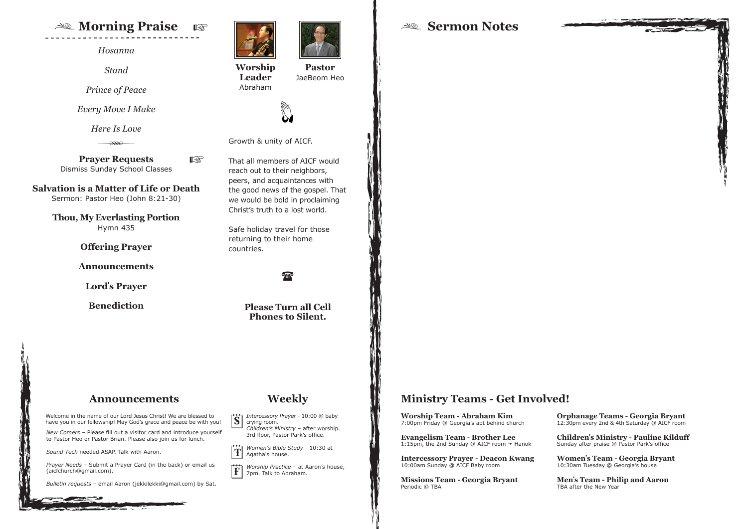## Morning Praise

*Hosanna*

*Stand*

*Prince of Peace*

*Every Move I Make*

*Here Is Love*

**Prayer Requests**
Dismiss Sunday School Classes

**Salvation is a Matter of Life or Death**
Sermon: Pastor Heo (John 8:21-30)

**Thou, My Everlasting Portion**
Hymn 435

**Offering Prayer**

**Announcements**

**Lord's Prayer**

**Benediction**

**Worship Leader**
Abraham

**Pastor**
JaeBeom Heo

Growth & unity of AICF.

That all members of AICF would reach out to their neighbors, peers, and acquaintances with the good news of the gospel. That we would be bold in proclaiming Christ's truth to a lost world.

Safe holiday travel for those returning to their home countries.

**Please Turn all Cell Phones to Silent.**

## Announcements

Welcome in the name of our Lord Jesus Christ! We are blessed to have you in our fellowship! May God's grace and peace be with you!

*New Comers* – Please fill out a visitor card and introduce yourself to Pastor Heo or Pastor Brian. Please also join us for lunch.

*Sound Tech* needed ASAP. Talk with Aaron.

*Prayer Needs* – Submit a Prayer Card (in the back) or email us (aicfchurch@gmail.com).

*Bulletin requests* – email Aaron (jekkilekki@gmail.com) by Sat.

## Weekly

**S**
*Intercessory Prayer* - 10:00 @ baby crying room.
*Children's Ministry* – after worship. 3rd floor, Pastor Park's office.

**T**
*Women's Bible Study* - 10:30 at Agatha's house.

**F**
*Worship Practice* – at Aaron's house, 7pm. Talk to Abraham.

## Sermon Notes

## Ministry Teams - Get Involved!

**Worship Team - Abraham Kim**
7:00pm Friday @ Georgia's apt behind church

**Evangelism Team - Brother Lee**
1:15pm, the 2nd Sunday @ AICF room → Hanok

**Intercessory Prayer - Deacon Kwang**
10:00am Sunday @ AICF Baby room

**Missions Team - Georgia Bryant**
Periodic @ TBA

**Orphanage Teams - Georgia Bryant**
12:30pm every 2nd & 4th Saturday @ AICF room

**Children's Ministry - Pauline Kilduff**
Sunday after praise @ Pastor Park's office

**Women's Team - Georgia Bryant**
10:30am Tuesday @ Georgia's house

**Men's Team - Philip and Aaron**
TBA after the New Year